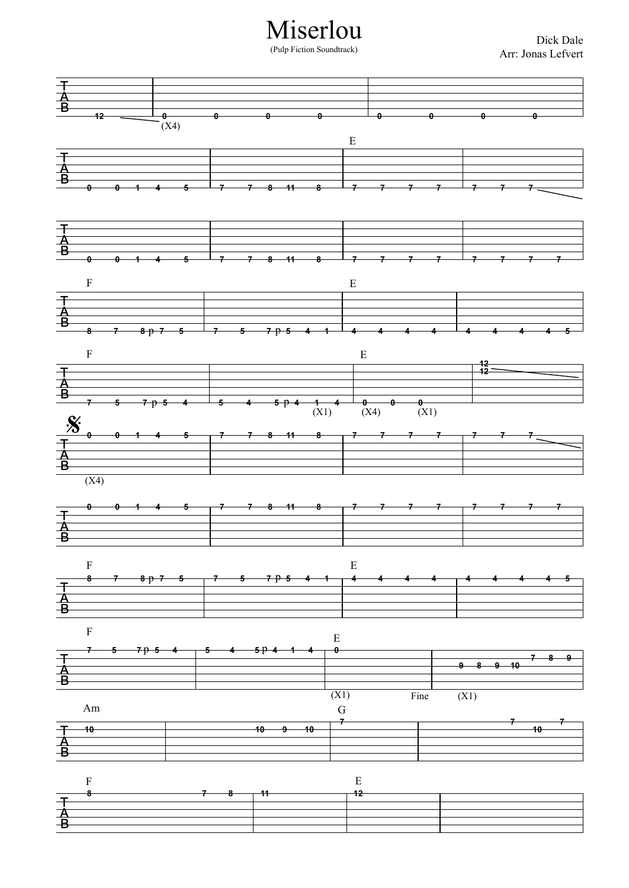# Miserlou

(Pulp Fiction Soundtrack)

Dick Dale
Arr: Jonas Lefvert

```
T|---------|------------------------|------------------------|
A|---------|------------------------|------------------------|
B|---------|------------------------|------------------------|
 |-12-\----|-0-----0-----0-----0----|-0-----0-----0-----0----|
            (X4)
```

```
                                            E
T|--------------------|--------------------|-----------------|-----------------|
A|--------------------|--------------------|-----------------|-----------------|
B|--------------------|--------------------|-----------------|-----------------|
 |-0---0---1---4---5--|-7---7---8---11---8-|-7---7---7---7---|-7---7---7-\-----|
```

```
T|--------------------|--------------------|-----------------|-----------------|
A|--------------------|--------------------|-----------------|-----------------|
B|--------------------|--------------------|-----------------|-----------------|
 |-0---0---1---4---5--|-7---7---8---11---8-|-7---7---7---7---|-7---7---7---7---|
```

```
 F                                          E
T|--------------------|---------------------|-----------------|--------------------|
A|--------------------|---------------------|-----------------|--------------------|
B|--------------------|---------------------|-----------------|--------------------|
 |-8---7---8p7---5----|-7---5---7p5---4---1-|-4---4---4---4---|-4---4---4---4---5--|
```

```
 F                                            E
T|--------------------|-----------------------|--------------|-12-\-------|
A|--------------------|-----------------------|--------------|-12---------|
B|--------------------|-----------------------|--------------|------------|
 |-7---5---7p5---4----|-5---4---5p4---1---4---|-0---0---0----|------------|
                                     (X1)       (X4)  (X1)
```

𝄋
```
 |-0---0---1---4---5--|-7---7---8---11---8-|-7---7---7---7---|-7---7---7-\-----|
T|--------------------|--------------------|-----------------|-----------------|
A|--------------------|--------------------|-----------------|-----------------|
B|--------------------|--------------------|-----------------|-----------------|
  (X4)
```

```
 |-0---0---1---4---5--|-7---7---8---11---8-|-7---7---7---7---|-7---7---7---7---|
T|--------------------|--------------------|-----------------|-----------------|
A|--------------------|--------------------|-----------------|-----------------|
B|--------------------|--------------------|-----------------|-----------------|
```

```
 F                                          E
 |-8---7---8p7---5----|-7---5---7p5---4---1-|-4---4---4---4---|-4---4---4---4---5--|
T|--------------------|---------------------|-----------------|--------------------|
A|--------------------|---------------------|-----------------|--------------------|
B|--------------------|---------------------|-----------------|--------------------|
```

```
 F                                          E
 |-7---5---7p5---4----|-5---4---5p4---1---4-|-0-------------|------------7---8---9-|
T|--------------------|---------------------|---------------|-9---8---9---10-------|
A|--------------------|---------------------|---------------|----------------------|
B|--------------------|---------------------|---------------|----------------------|
                                              (X1)    Fine    (X1)
```

```
 Am                                      G
 |-10----------|-------------10---9---10-|-7----------|--------------7-------7-|
T|-------------|-------------------------|------------|-----------------10------|
A|-------------|-------------------------|------------|-------------------------|
B|-------------|-------------------------|------------|-------------------------|
```

```
 F                                    E
 |-8-------------------7---8-|-11------|-12------|--------------|
T|---------------------------|---------|---------|--------------|
A|---------------------------|---------|---------|--------------|
B|---------------------------|---------|---------|--------------|
```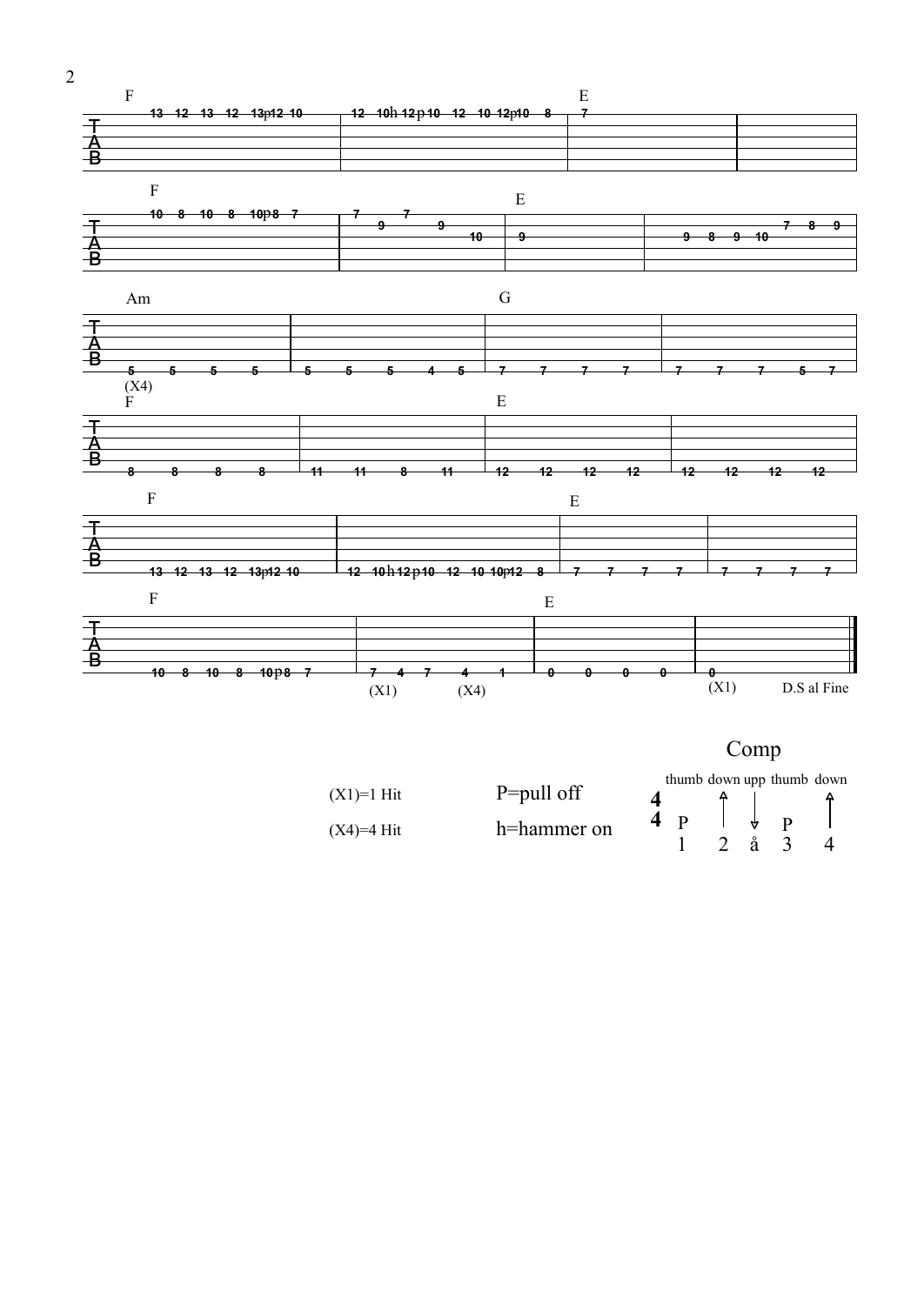```
     F                                                        E
e|---13--12--13--12--13p12-10---|--12--10h12p10--12--10-12p10--8--|--7--------------|-----------|
B|------------------------------|---------------------------------|-----------------|-----------|
G|------------------------------|---------------------------------|-----------------|-----------|
D|------------------------------|---------------------------------|-----------------|-----------|
A|------------------------------|---------------------------------|-----------------|-----------|
E|------------------------------|---------------------------------|-----------------|-----------|
```

```
     F                                                E
e|---10--8--10--8--10p8--7---|--7-------7-----------|----------|--------------------7--8--9--|
B|---------------------------|-----9-------9--------|--9-------|--9--8--9--10-------------|
G|---------------------------|-----------------10---|----------|--------------------------|
D|---------------------------|----------------------|----------|--------------------------|
A|---------------------------|----------------------|----------|--------------------------|
E|---------------------------|----------------------|----------|--------------------------|
```

```
     Am                                     G
e|-------------------|---------------------|-------------------|---------------------|
B|-------------------|---------------------|-------------------|---------------------|
G|-------------------|---------------------|-------------------|---------------------|
D|-------------------|---------------------|-------------------|---------------------|
A|-------------------|---------------------|-------------------|---------------------|
E|--5---5---5---5----|--5---5---5---4---5--|--7---7---7---7----|--7---7---7---5---7--|
   (X4)
```

```
     F                                      E
e|-------------------|---------------------|---------------------|---------------------|
B|-------------------|---------------------|---------------------|---------------------|
G|-------------------|---------------------|---------------------|---------------------|
D|-------------------|---------------------|---------------------|---------------------|
A|-------------------|---------------------|---------------------|---------------------|
E|--8---8---8---8----|--11--11---8---11----|--12--12--12--12-----|--12--12--12--12-----|
```

```
     F                                                       E
e|------------------------------|---------------------------------|------------------|------------------|
B|------------------------------|---------------------------------|------------------|------------------|
G|------------------------------|---------------------------------|------------------|------------------|
D|------------------------------|---------------------------------|------------------|------------------|
A|------------------------------|---------------------------------|------------------|------------------|
E|---13--12--13--12--13p12-10---|--12--10h12p10--12--10-10p12--8--|--7---7---7---7---|--7---7---7---7---|
```

```
     F                                                  E
e|---------------------------|------------------------|-------------------|------------||
B|---------------------------|------------------------|-------------------|------------||
G|---------------------------|------------------------|-------------------|------------||
D|---------------------------|------------------------|-------------------|------------||
A|---------------------------|------------------------|-------------------|------------||
E|---10--8--10--8--10p8--7---|--7---4---7---4---1-----|--0---0---0---0----|--0---------||
                                (X1)        (X4)                            (X1)   D.S al Fine
```

(X1)=1 Hit

(X4)=4 Hit

P=pull off

h=hammer on

## Comp

4/4

| thumb | down | upp | thumb | down |
|---|---|---|---|---|
| P | ↑ | ↓ | P | ↑ |
| 1 | 2 | å | 3 | 4 |